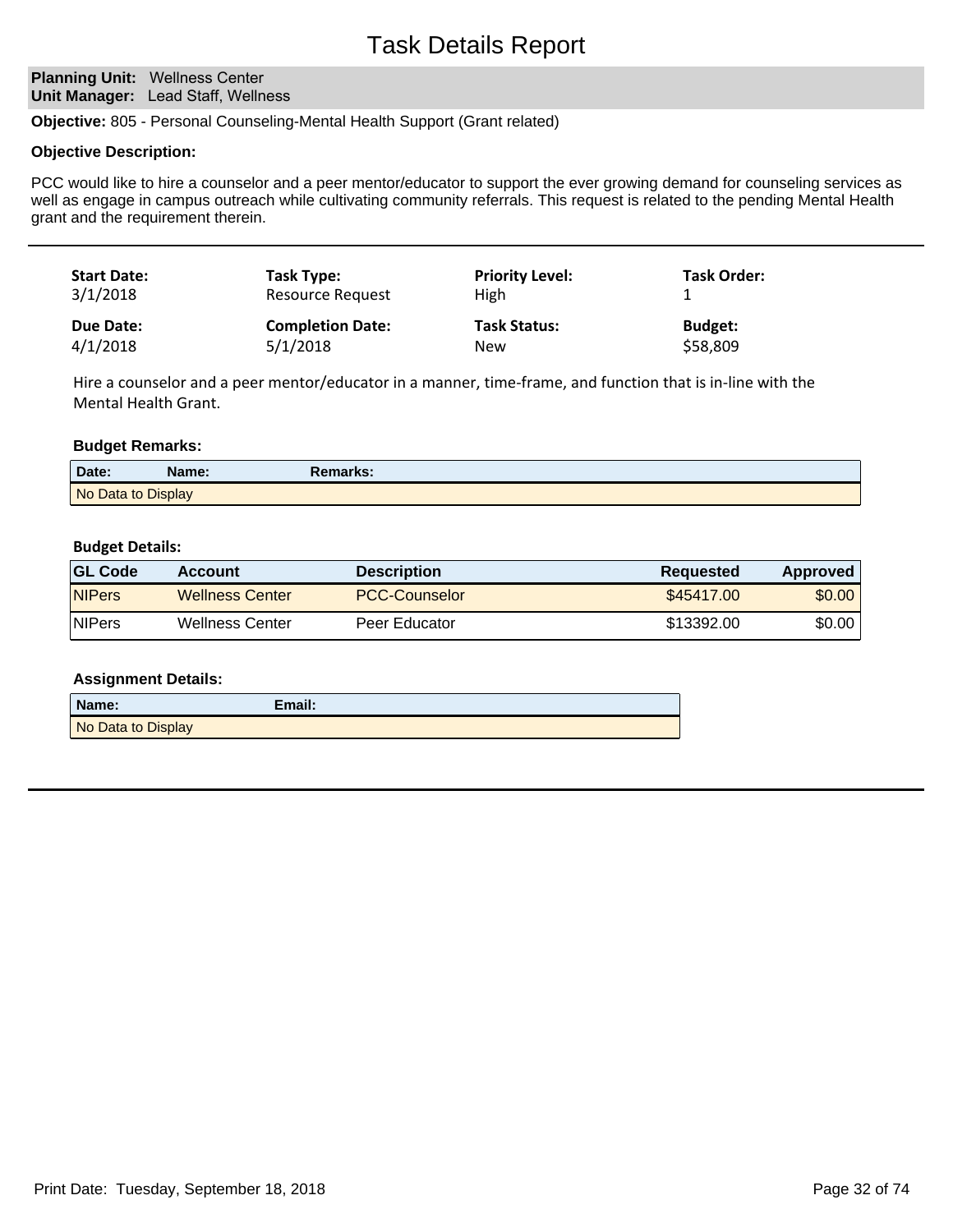# Task Details Report

**Planning Unit:** Wellness Center
**Unit Manager:** Lead Staff, Wellness

**Objective:** 805 - Personal Counseling-Mental Health Support (Grant related)

**Objective Description:**

PCC would like to hire a counselor and a peer mentor/educator to support the ever growing demand for counseling services as well as engage in campus outreach while cultivating community referrals. This request is related to the pending Mental Health grant and the requirement therein.

---

| **Start Date:** | **Task Type:** | **Priority Level:** | **Task Order:** |
|---|---|---|---|
| 3/1/2018 | Resource Request | High | 1 |
| **Due Date:** | **Completion Date:** | **Task Status:** | **Budget:** |
| 4/1/2018 | 5/1/2018 | New | $58,809 |

Hire a counselor and a peer mentor/educator in a manner, time-frame, and function that is in-line with the Mental Health Grant.

**Budget Remarks:**

| Date: | Name: | Remarks: |
|---|---|---|
| No Data to Display | | |

**Budget Details:**

| GL Code | Account | Description | Requested | Approved |
|---|---|---|---|---|
| NIPers | Wellness Center | PCC-Counselor | $45417.00 | $0.00 |
| NIPers | Wellness Center | Peer Educator | $13392.00 | $0.00 |

**Assignment Details:**

| Name: | Email: |
|---|---|
| No Data to Display | |

Print Date: Tuesday, September 18, 2018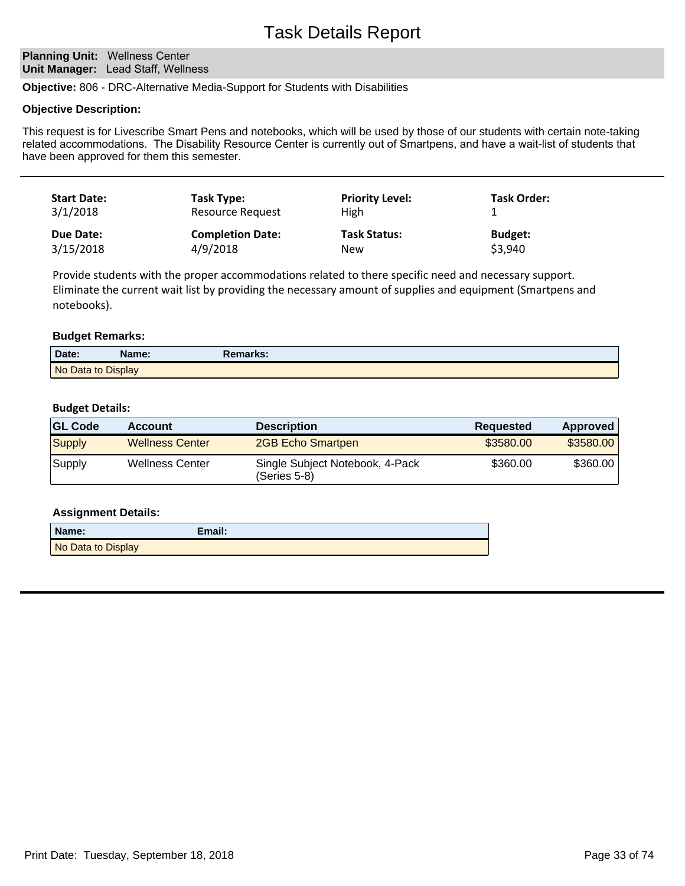# Task Details Report

**Planning Unit:** Wellness Center
**Unit Manager:** Lead Staff, Wellness

**Objective:** 806 - DRC-Alternative Media-Support for Students with Disabilities

**Objective Description:**

This request is for Livescribe Smart Pens and notebooks, which will be used by those of our students with certain note-taking related accommodations. The Disability Resource Center is currently out of Smartpens, and have a wait-list of students that have been approved for them this semester.

---

| **Start Date:** | **Task Type:** | **Priority Level:** | **Task Order:** |
|---|---|---|---|
| 3/1/2018 | Resource Request | High | 1 |
| **Due Date:** | **Completion Date:** | **Task Status:** | **Budget:** |
| 3/15/2018 | 4/9/2018 | New | $3,940 |

Provide students with the proper accommodations related to there specific need and necessary support. Eliminate the current wait list by providing the necessary amount of supplies and equipment (Smartpens and notebooks).

**Budget Remarks:**

| Date: | Name: | Remarks: |
|---|---|---|
| No Data to Display | | |

**Budget Details:**

| GL Code | Account | Description | Requested | Approved |
|---|---|---|---|---|
| Supply | Wellness Center | 2GB Echo Smartpen | $3580.00 | $3580.00 |
| Supply | Wellness Center | Single Subject Notebook, 4-Pack (Series 5-8) | $360.00 | $360.00 |

**Assignment Details:**

| Name: | Email: |
|---|---|
| No Data to Display | |

---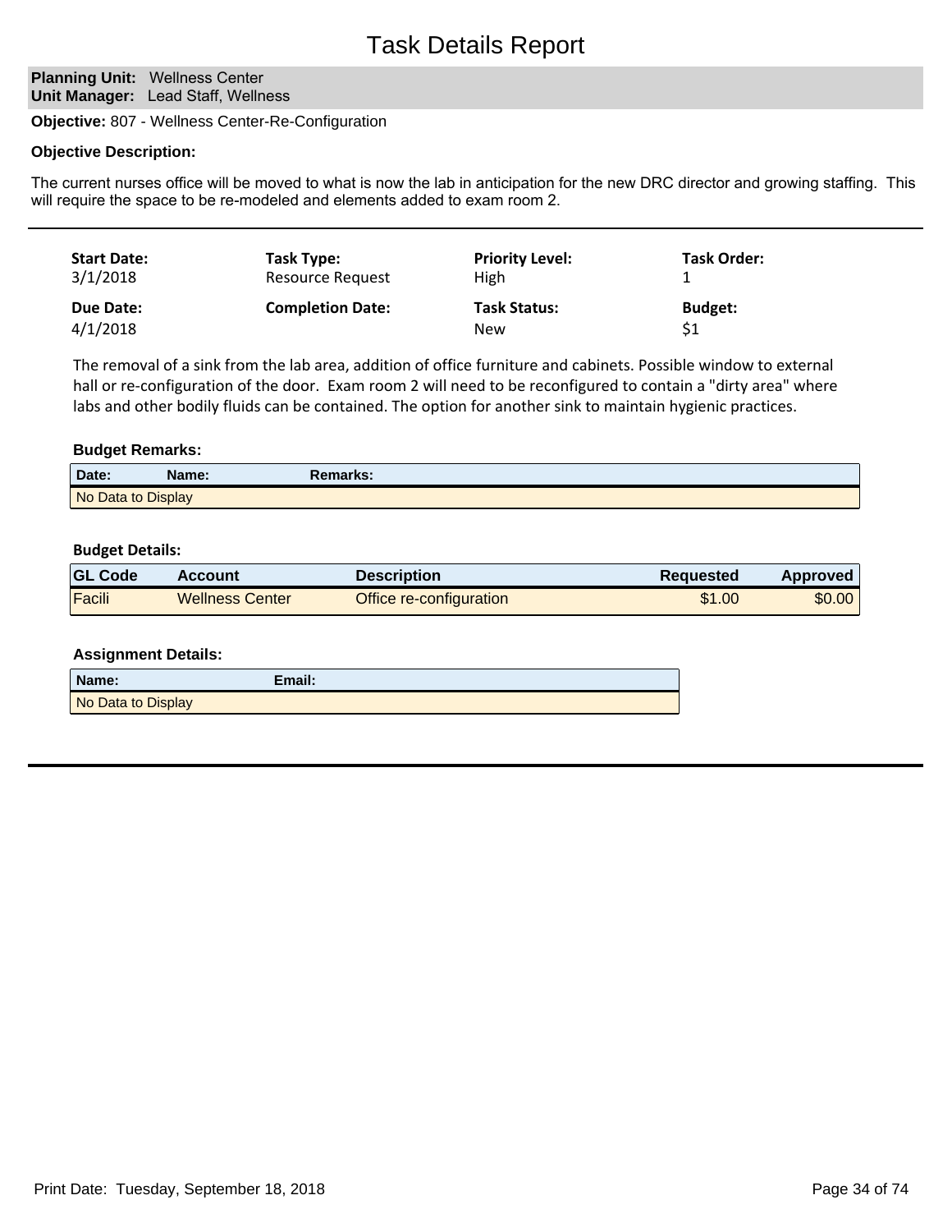# Task Details Report

**Planning Unit:** Wellness Center
**Unit Manager:** Lead Staff, Wellness

**Objective:** 807 - Wellness Center-Re-Configuration

**Objective Description:**

The current nurses office will be moved to what is now the lab in anticipation for the new DRC director and growing staffing. This will require the space to be re-modeled and elements added to exam room 2.

| | | | |
|---|---|---|---|
| **Start Date:** 3/1/2018 | **Task Type:** Resource Request | **Priority Level:** High | **Task Order:** 1 |
| **Due Date:** 4/1/2018 | **Completion Date:** | **Task Status:** New | **Budget:** $1 |

The removal of a sink from the lab area, addition of office furniture and cabinets. Possible window to external hall or re-configuration of the door. Exam room 2 will need to be reconfigured to contain a "dirty area" where labs and other bodily fluids can be contained. The option for another sink to maintain hygienic practices.

**Budget Remarks:**

| Date: | Name: | Remarks: |
|---|---|---|
| No Data to Display | | |

**Budget Details:**

| GL Code | Account | Description | Requested | Approved |
|---|---|---|---|---|
| Facili | Wellness Center | Office re-configuration | $1.00 | $0.00 |

**Assignment Details:**

| Name: | Email: |
|---|---|
| No Data to Display | |

Print Date: Tuesday, September 18, 2018